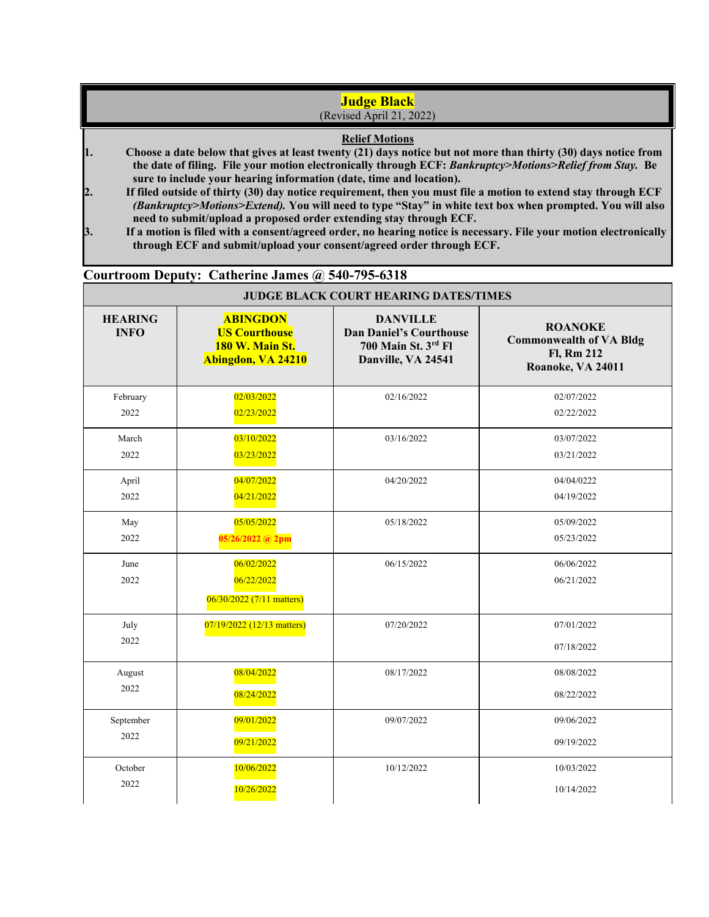# Judge Black

(Revised April 21, 2022)

**Relief Motions**

1. **Choose a date below that gives at least twenty (21) days notice but not more than thirty (30) days notice from the date of filing. File your motion electronically through ECF: *Bankruptcy>Motions>Relief from Stay.* Be sure to include your hearing information (date, time and location).**
2. **If filed outside of thirty (30) day notice requirement, then you must file a motion to extend stay through ECF *(Bankruptcy>Motions>Extend).* You will need to type "Stay" in white text box when prompted. You will also need to submit/upload a proposed order extending stay through ECF.**
3. **If a motion is filed with a consent/agreed order, no hearing notice is necessary. File your motion electronically through ECF and submit/upload your consent/agreed order through ECF.**

## Courtroom Deputy: Catherine James @ 540-795-6318

**JUDGE BLACK COURT HEARING DATES/TIMES**

| HEARING INFO | ABINGDON US Courthouse 180 W. Main St. Abingdon, VA 24210 | DANVILLE Dan Daniel's Courthouse 700 Main St. 3rd Fl Danville, VA 24541 | ROANOKE Commonwealth of VA Bldg Fl, Rm 212 Roanoke, VA 24011 |
|---|---|---|---|
| February 2022 | 02/03/2022<br>02/23/2022 | 02/16/2022 | 02/07/2022<br>02/22/2022 |
| March 2022 | 03/10/2022<br>03/23/2022 | 03/16/2022 | 03/07/2022<br>03/21/2022 |
| April 2022 | 04/07/2022<br>04/21/2022 | 04/20/2022 | 04/04/0222<br>04/19/2022 |
| May 2022 | 05/05/2022<br>**05/26/2022 @ 2pm** | 05/18/2022 | 05/09/2022<br>05/23/2022 |
| June 2022 | 06/02/2022<br>06/22/2022<br>06/30/2022 (7/11 matters) | 06/15/2022 | 06/06/2022<br>06/21/2022 |
| July 2022 | 07/19/2022 (12/13 matters) | 07/20/2022 | 07/01/2022<br>07/18/2022 |
| August 2022 | 08/04/2022<br>08/24/2022 | 08/17/2022 | 08/08/2022<br>08/22/2022 |
| September 2022 | 09/01/2022<br>09/21/2022 | 09/07/2022 | 09/06/2022<br>09/19/2022 |
| October 2022 | 10/06/2022<br>10/26/2022 | 10/12/2022 | 10/03/2022<br>10/14/2022 |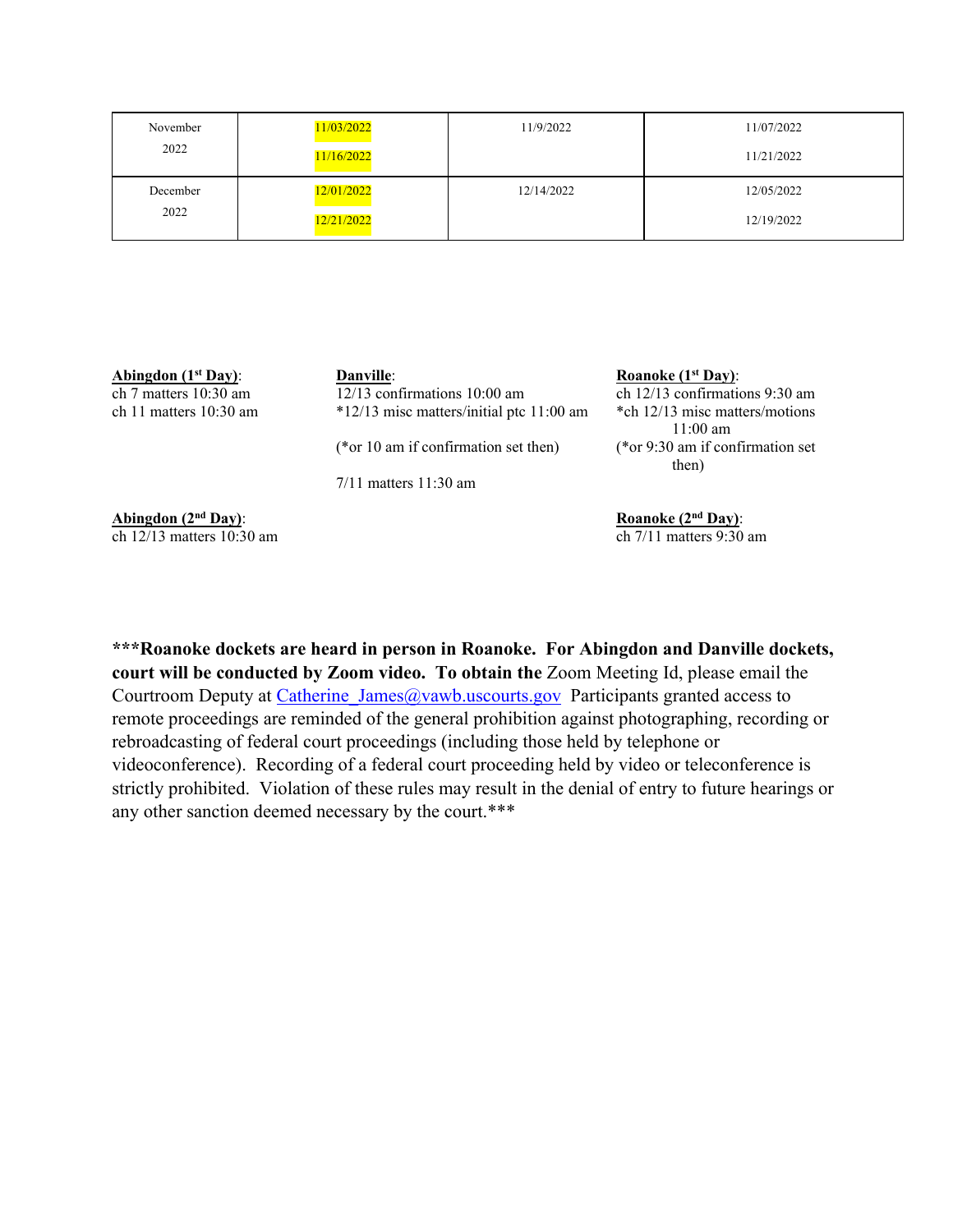| | | | |
|---|---|---|---|
| November 2022 | 11/03/2022<br>11/16/2022 | 11/9/2022 | 11/07/2022<br>11/21/2022 |
| December 2022 | 12/01/2022<br>12/21/2022 | 12/14/2022 | 12/05/2022<br>12/19/2022 |

**Abingdon (1st Day)**:
ch 7 matters 10:30 am
ch 11 matters 10:30 am

**Abingdon (2nd Day)**:
ch 12/13 matters 10:30 am

**Danville**:
12/13 confirmations 10:00 am
*12/13 misc matters/initial ptc 11:00 am

(*or 10 am if confirmation set then)

7/11 matters 11:30 am

**Roanoke (1st Day)**:
ch 12/13 confirmations 9:30 am
*ch 12/13 misc matters/motions 11:00 am
(*or 9:30 am if confirmation set then)

**Roanoke (2nd Day)**:
ch 7/11 matters 9:30 am

*****Roanoke dockets are heard in person in Roanoke. For Abingdon and Danville dockets, court will be conducted by Zoom video. To obtain the** Zoom Meeting Id, please email the Courtroom Deputy at Catherine_James@vawb.uscourts.gov Participants granted access to remote proceedings are reminded of the general prohibition against photographing, recording or rebroadcasting of federal court proceedings (including those held by telephone or videoconference). Recording of a federal court proceeding held by video or teleconference is strictly prohibited. Violation of these rules may result in the denial of entry to future hearings or any other sanction deemed necessary by the court.***